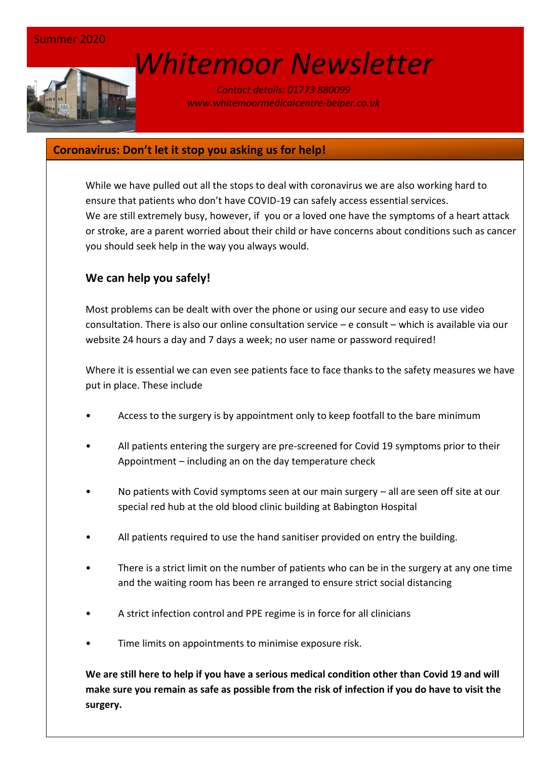Summer 2020

# *Whitemoor Newsletter*

*Contact details: 01773 880099*
*www.whitemoormedicalcentre-belper.co.uk*

## Coronavirus: Don't let it stop you asking us for help!

While we have pulled out all the stops to deal with coronavirus we are also working hard to ensure that patients who don't have COVID-19 can safely access essential services.
We are still extremely busy, however, if you or a loved one have the symptoms of a heart attack or stroke, are a parent worried about their child or have concerns about conditions such as cancer you should seek help in the way you always would.

### We can help you safely!

Most problems can be dealt with over the phone or using our secure and easy to use video consultation. There is also our online consultation service – e consult – which is available via our website 24 hours a day and 7 days a week; no user name or password required!

Where it is essential we can even see patients face to face thanks to the safety measures we have put in place. These include

- Access to the surgery is by appointment only to keep footfall to the bare minimum
- All patients entering the surgery are pre-screened for Covid 19 symptoms prior to their Appointment – including an on the day temperature check
- No patients with Covid symptoms seen at our main surgery – all are seen off site at our special red hub at the old blood clinic building at Babington Hospital
- All patients required to use the hand sanitiser provided on entry the building.
- There is a strict limit on the number of patients who can be in the surgery at any one time and the waiting room has been re arranged to ensure strict social distancing
- A strict infection control and PPE regime is in force for all clinicians
- Time limits on appointments to minimise exposure risk.

**We are still here to help if you have a serious medical condition other than Covid 19 and will make sure you remain as safe as possible from the risk of infection if you do have to visit the surgery.**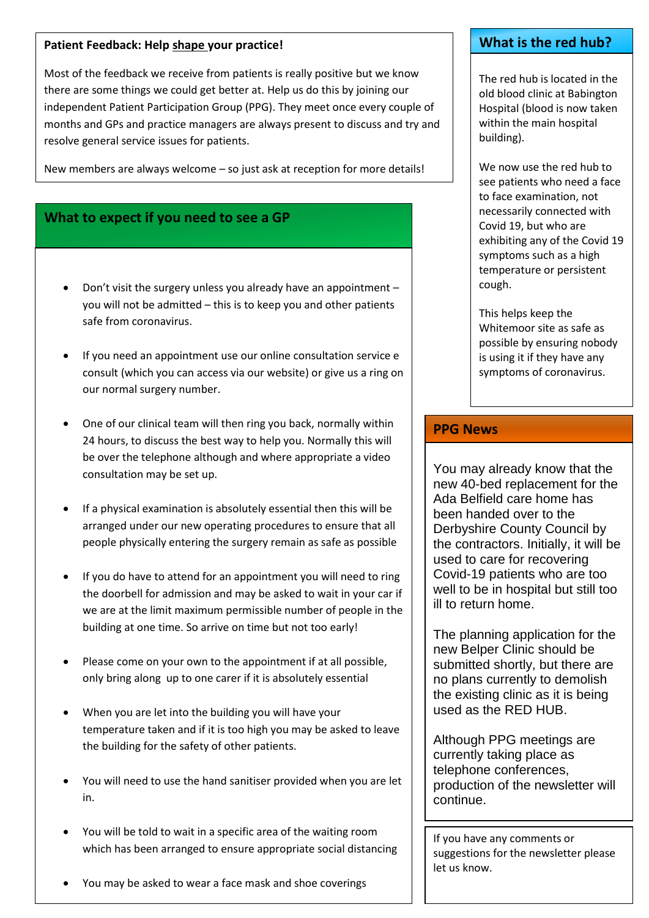## Patient Feedback: Help shape your practice!

Most of the feedback we receive from patients is really positive but we know there are some things we could get better at. Help us do this by joining our independent Patient Participation Group (PPG). They meet once every couple of months and GPs and practice managers are always present to discuss and try and resolve general service issues for patients.

New members are always welcome – so just ask at reception for more details!

## What to expect if you need to see a GP

- Don't visit the surgery unless you already have an appointment – you will not be admitted – this is to keep you and other patients safe from coronavirus.
- If you need an appointment use our online consultation service e consult (which you can access via our website) or give us a ring on our normal surgery number.
- One of our clinical team will then ring you back, normally within 24 hours, to discuss the best way to help you. Normally this will be over the telephone although and where appropriate a video consultation may be set up.
- If a physical examination is absolutely essential then this will be arranged under our new operating procedures to ensure that all people physically entering the surgery remain as safe as possible
- If you do have to attend for an appointment you will need to ring the doorbell for admission and may be asked to wait in your car if we are at the limit maximum permissible number of people in the building at one time. So arrive on time but not too early!
- Please come on your own to the appointment if at all possible, only bring along up to one carer if it is absolutely essential
- When you are let into the building you will have your temperature taken and if it is too high you may be asked to leave the building for the safety of other patients.
- You will need to use the hand sanitiser provided when you are let in.
- You will be told to wait in a specific area of the waiting room which has been arranged to ensure appropriate social distancing
- You may be asked to wear a face mask and shoe coverings

## What is the red hub?

The red hub is located in the old blood clinic at Babington Hospital (blood is now taken within the main hospital building).

We now use the red hub to see patients who need a face to face examination, not necessarily connected with Covid 19, but who are exhibiting any of the Covid 19 symptoms such as a high temperature or persistent cough.

This helps keep the Whitemoor site as safe as possible by ensuring nobody is using it if they have any symptoms of coronavirus.

## PPG News

You may already know that the new 40-bed replacement for the Ada Belfield care home has been handed over to the Derbyshire County Council by the contractors. Initially, it will be used to care for recovering Covid-19 patients who are too well to be in hospital but still too ill to return home.

The planning application for the new Belper Clinic should be submitted shortly, but there are no plans currently to demolish the existing clinic as it is being used as the RED HUB.

Although PPG meetings are currently taking place as telephone conferences, production of the newsletter will continue.

If you have any comments or suggestions for the newsletter please let us know.